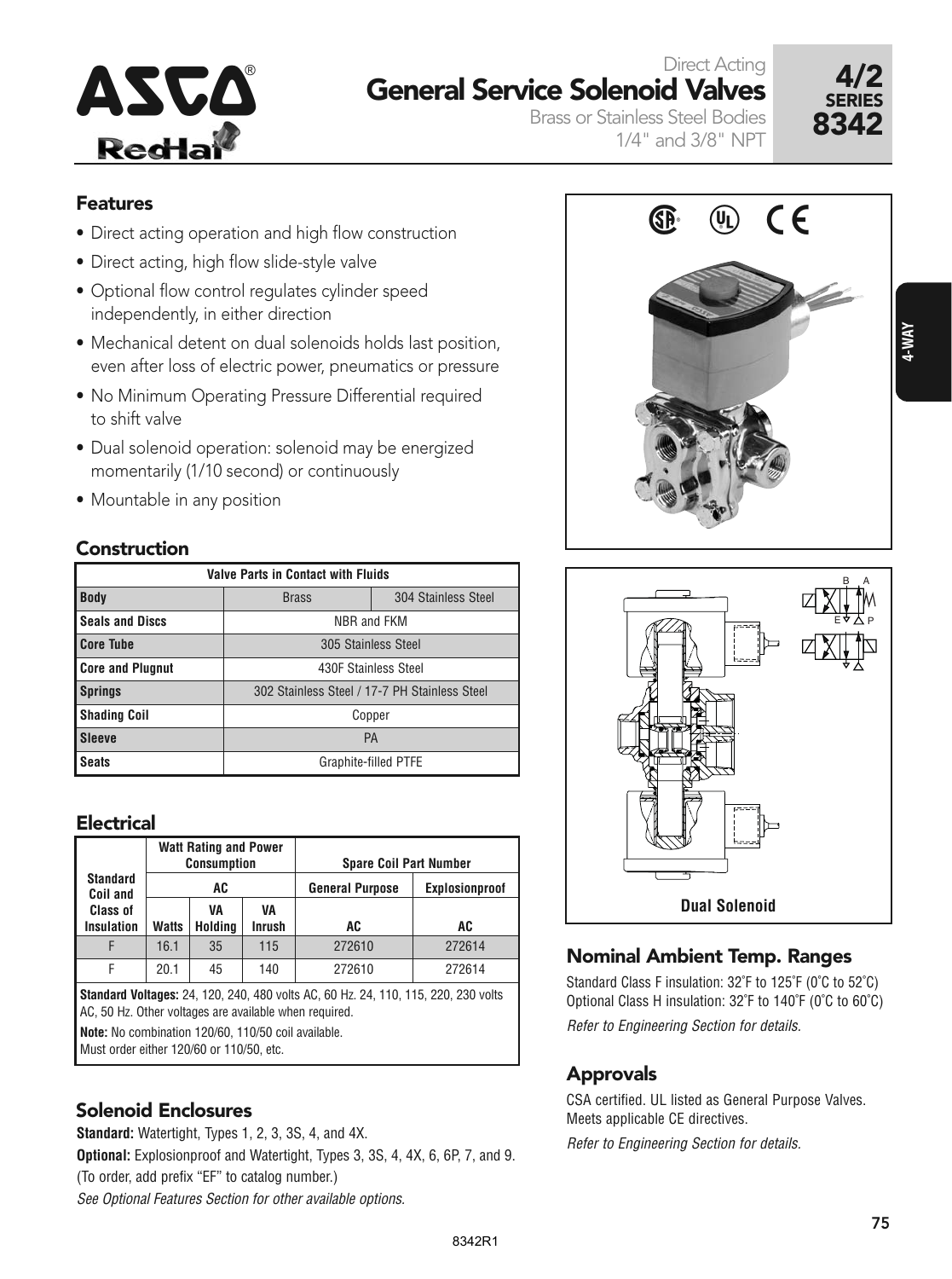# Direct Acting General Service Solenoid Valves

Brass or Stainless Steel Bodies
1/4" and 3/8" NPT

**4/2 SERIES 8342**

## Features

- Direct acting operation and high flow construction
- Direct acting, high flow slide-style valve
- Optional flow control regulates cylinder speed independently, in either direction
- Mechanical detent on dual solenoids holds last position, even after loss of electric power, pneumatics or pressure
- No Minimum Operating Pressure Differential required to shift valve
- Dual solenoid operation: solenoid may be energized momentarily (1/10 second) or continuously
- Mountable in any position

## Construction

| Valve Parts in Contact with Fluids | | |
|---|---|---|
| **Body** | Brass | 304 Stainless Steel |
| **Seals and Discs** | NBR and FKM | |
| **Core Tube** | 305 Stainless Steel | |
| **Core and Plugnut** | 430F Stainless Steel | |
| **Springs** | 302 Stainless Steel / 17-7 PH Stainless Steel | |
| **Shading Coil** | Copper | |
| **Sleeve** | PA | |
| **Seats** | Graphite-filled PTFE | |

## Electrical

| Standard Coil and Class of Insulation | Watt Rating and Power Consumption | | | Spare Coil Part Number | |
|---|---|---|---|---|---|
| | AC | | | General Purpose | Explosionproof |
| | Watts | VA Holding | VA Inrush | AC | AC |
| F | 16.1 | 35 | 115 | 272610 | 272614 |
| F | 20.1 | 45 | 140 | 272610 | 272614 |

**Standard Voltages:** 24, 120, 240, 480 volts AC, 60 Hz. 24, 110, 115, 220, 230 volts AC, 50 Hz. Other voltages are available when required.

**Note:** No combination 120/60, 110/50 coil available. Must order either 120/60 or 110/50, etc.

## Solenoid Enclosures

**Standard:** Watertight, Types 1, 2, 3, 3S, 4, and 4X.

**Optional:** Explosionproof and Watertight, Types 3, 3S, 4, 4X, 6, 6P, 7, and 9. (To order, add prefix "EF" to catalog number.)

*See Optional Features Section for other available options.*

**Dual Solenoid**

## Nominal Ambient Temp. Ranges

Standard Class F insulation: 32˚F to 125˚F (0˚C to 52˚C)
Optional Class H insulation: 32˚F to 140˚F (0˚C to 60˚C)

*Refer to Engineering Section for details.*

## Approvals

CSA certified. UL listed as General Purpose Valves. Meets applicable CE directives.

*Refer to Engineering Section for details.*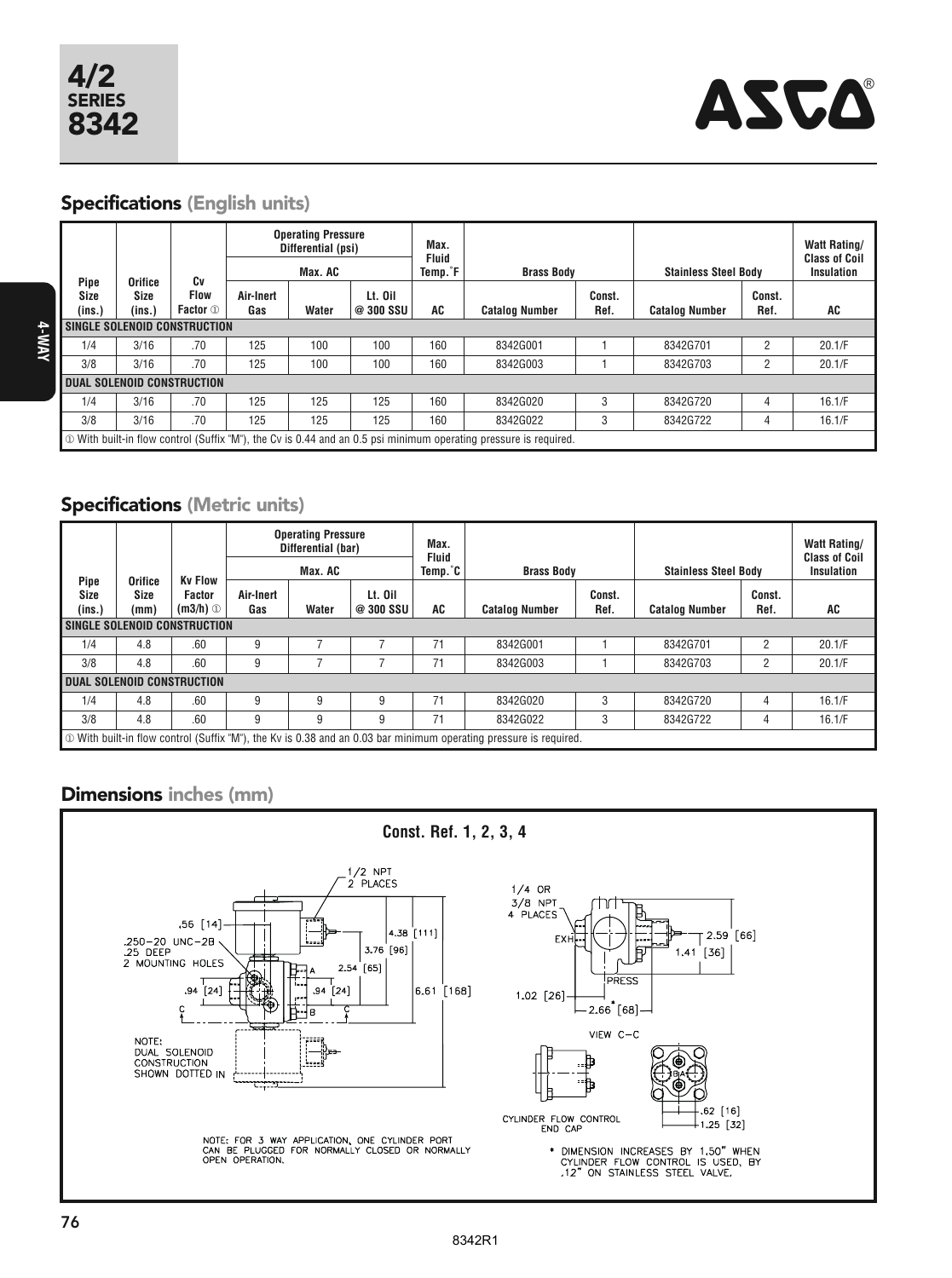# 4/2 SERIES 8342

ASCO®

## Specifications (English units)

| Pipe Size (ins.) | Orifice Size (ins.) | Cv Flow Factor ① | Operating Pressure Differential (psi) Max. AC | | | Max. Fluid Temp.°F | Brass Body | | Stainless Steel Body | | Watt Rating/ Class of Coil Insulation |
|---|---|---|---|---|---|---|---|---|---|---|---|
| | | | Air-Inert Gas | Water | Lt. Oil @ 300 SSU | AC | Catalog Number | Const. Ref. | Catalog Number | Const. Ref. | AC |
| **SINGLE SOLENOID CONSTRUCTION** | | | | | | | | | | | |
| 1/4 | 3/16 | .70 | 125 | 100 | 100 | 160 | 8342G001 | 1 | 8342G701 | 2 | 20.1/F |
| 3/8 | 3/16 | .70 | 125 | 100 | 100 | 160 | 8342G003 | 1 | 8342G703 | 2 | 20.1/F |
| **DUAL SOLENOID CONSTRUCTION** | | | | | | | | | | | |
| 1/4 | 3/16 | .70 | 125 | 125 | 125 | 160 | 8342G020 | 3 | 8342G720 | 4 | 16.1/F |
| 3/8 | 3/16 | .70 | 125 | 125 | 125 | 160 | 8342G022 | 3 | 8342G722 | 4 | 16.1/F |

① With built-in flow control (Suffix "M"), the Cv is 0.44 and an 0.5 psi minimum operating pressure is required.

## Specifications (Metric units)

| Pipe Size (ins.) | Orifice Size (mm) | Kv Flow Factor (m3/h) ① | Operating Pressure Differential (bar) Max. AC | | | Max. Fluid Temp.°C | Brass Body | | Stainless Steel Body | | Watt Rating/ Class of Coil Insulation |
|---|---|---|---|---|---|---|---|---|---|---|---|
| | | | Air-Inert Gas | Water | Lt. Oil @ 300 SSU | AC | Catalog Number | Const. Ref. | Catalog Number | Const. Ref. | AC |
| **SINGLE SOLENOID CONSTRUCTION** | | | | | | | | | | | |
| 1/4 | 4.8 | .60 | 9 | 7 | 7 | 71 | 8342G001 | 1 | 8342G701 | 2 | 20.1/F |
| 3/8 | 4.8 | .60 | 9 | 7 | 7 | 71 | 8342G003 | 1 | 8342G703 | 2 | 20.1/F |
| **DUAL SOLENOID CONSTRUCTION** | | | | | | | | | | | |
| 1/4 | 4.8 | .60 | 9 | 9 | 9 | 71 | 8342G020 | 3 | 8342G720 | 4 | 16.1/F |
| 3/8 | 4.8 | .60 | 9 | 9 | 9 | 71 | 8342G022 | 3 | 8342G722 | 4 | 16.1/F |

① With built-in flow control (Suffix "M"), the Kv is 0.38 and an 0.03 bar minimum operating pressure is required.

## Dimensions inches (mm)

**Const. Ref. 1, 2, 3, 4**

1/2 NPT
2 PLACES

.56 [14]
.250-20 UNC-2B
.25 DEEP
2 MOUNTING HOLES
.94 [24]
A
B
.94 [24]
2.54 [65]
3.76 [96]
4.38 [111]
6.61 [168]

NOTE:
DUAL SOLENOID
CONSTRUCTION
SHOWN DOTTED IN

1/4 OR
3/8 NPT
4 PLACES
EXH
PRESS
2.59 [66]
1.41 [36]
1.02 [26]
2.66* [68]

VIEW C-C

CYLINDER FLOW CONTROL
END CAP
.62 [16]
1.25 [32]

NOTE: FOR 3 WAY APPLICATION, ONE CYLINDER PORT CAN BE PLUGGED FOR NORMALLY CLOSED OR NORMALLY OPEN OPERATION.

* DIMENSION INCREASES BY 1.50" WHEN CYLINDER FLOW CONTROL IS USED, BY .12" ON STAINLESS STEEL VALVE.

8342R1